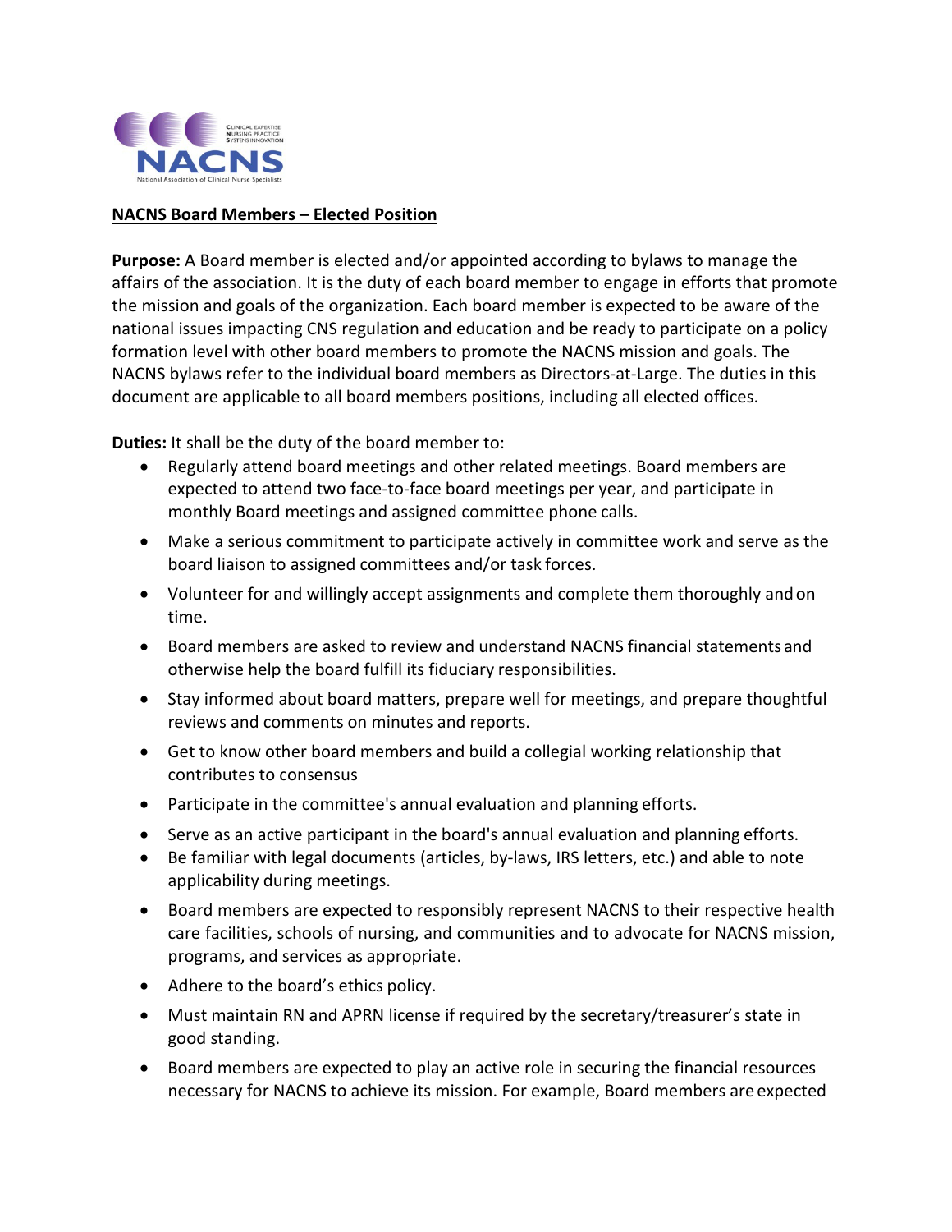**NACNS Board Members – Elected Position**

**Purpose:** A Board member is elected and/or appointed according to bylaws to manage the affairs of the association. It is the duty of each board member to engage in efforts that promote the mission and goals of the organization. Each board member is expected to be aware of the national issues impacting CNS regulation and education and be ready to participate on a policy formation level with other board members to promote the NACNS mission and goals. The NACNS bylaws refer to the individual board members as Directors-at-Large. The duties in this document are applicable to all board members positions, including all elected offices.

**Duties:** It shall be the duty of the board member to:

- Regularly attend board meetings and other related meetings. Board members are expected to attend two face-to-face board meetings per year, and participate in monthly Board meetings and assigned committee phone calls.
- Make a serious commitment to participate actively in committee work and serve as the board liaison to assigned committees and/or task forces.
- Volunteer for and willingly accept assignments and complete them thoroughly and on time.
- Board members are asked to review and understand NACNS financial statements and otherwise help the board fulfill its fiduciary responsibilities.
- Stay informed about board matters, prepare well for meetings, and prepare thoughtful reviews and comments on minutes and reports.
- Get to know other board members and build a collegial working relationship that contributes to consensus
- Participate in the committee's annual evaluation and planning efforts.
- Serve as an active participant in the board's annual evaluation and planning efforts.
- Be familiar with legal documents (articles, by-laws, IRS letters, etc.) and able to note applicability during meetings.
- Board members are expected to responsibly represent NACNS to their respective health care facilities, schools of nursing, and communities and to advocate for NACNS mission, programs, and services as appropriate.
- Adhere to the board's ethics policy.
- Must maintain RN and APRN license if required by the secretary/treasurer's state in good standing.
- Board members are expected to play an active role in securing the financial resources necessary for NACNS to achieve its mission. For example, Board members are expected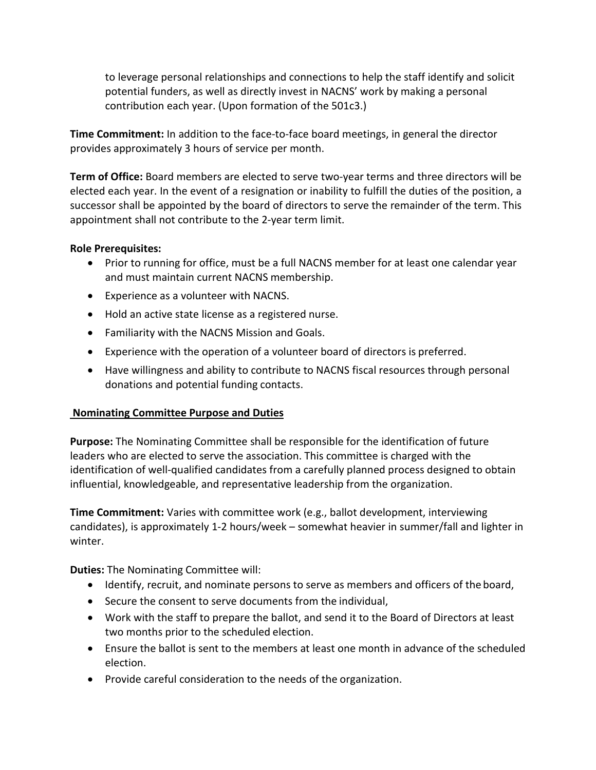to leverage personal relationships and connections to help the staff identify and solicit potential funders, as well as directly invest in NACNS' work by making a personal contribution each year. (Upon formation of the 501c3.)

**Time Commitment:** In addition to the face-to-face board meetings, in general the director provides approximately 3 hours of service per month.

**Term of Office:** Board members are elected to serve two-year terms and three directors will be elected each year. In the event of a resignation or inability to fulfill the duties of the position, a successor shall be appointed by the board of directors to serve the remainder of the term. This appointment shall not contribute to the 2-year term limit.

**Role Prerequisites:**

- Prior to running for office, must be a full NACNS member for at least one calendar year and must maintain current NACNS membership.
- Experience as a volunteer with NACNS.
- Hold an active state license as a registered nurse.
- Familiarity with the NACNS Mission and Goals.
- Experience with the operation of a volunteer board of directors is preferred.
- Have willingness and ability to contribute to NACNS fiscal resources through personal donations and potential funding contacts.

**Nominating Committee Purpose and Duties**

**Purpose:** The Nominating Committee shall be responsible for the identification of future leaders who are elected to serve the association. This committee is charged with the identification of well-qualified candidates from a carefully planned process designed to obtain influential, knowledgeable, and representative leadership from the organization.

**Time Commitment:** Varies with committee work (e.g., ballot development, interviewing candidates), is approximately 1-2 hours/week – somewhat heavier in summer/fall and lighter in winter.

**Duties:** The Nominating Committee will:

- Identify, recruit, and nominate persons to serve as members and officers of the board,
- Secure the consent to serve documents from the individual,
- Work with the staff to prepare the ballot, and send it to the Board of Directors at least two months prior to the scheduled election.
- Ensure the ballot is sent to the members at least one month in advance of the scheduled election.
- Provide careful consideration to the needs of the organization.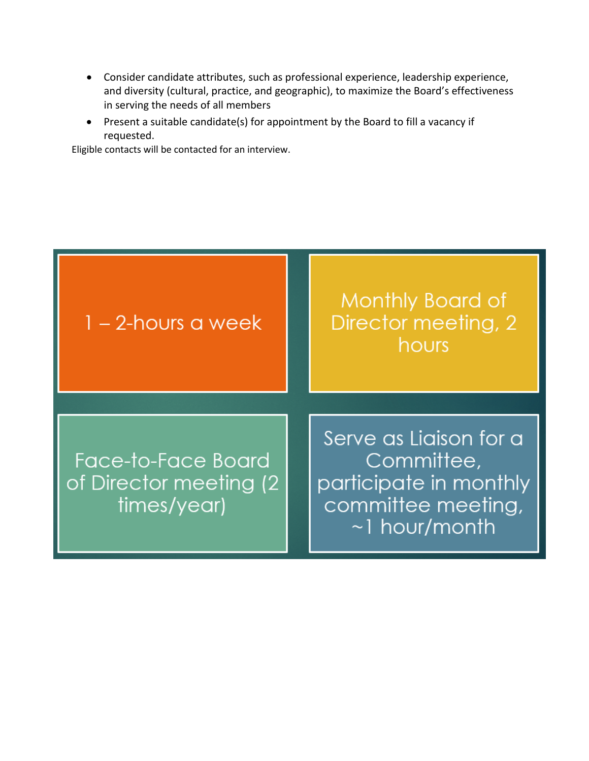- Consider candidate attributes, such as professional experience, leadership experience, and diversity (cultural, practice, and geographic), to maximize the Board's effectiveness in serving the needs of all members
- Present a suitable candidate(s) for appointment by the Board to fill a vacancy if requested.

Eligible contacts will be contacted for an interview.

1 – 2-hours a week

Monthly Board of Director meeting, 2 hours

Face-to-Face Board of Director meeting (2 times/year)

Serve as Liaison for a Committee, participate in monthly committee meeting, ~1 hour/month